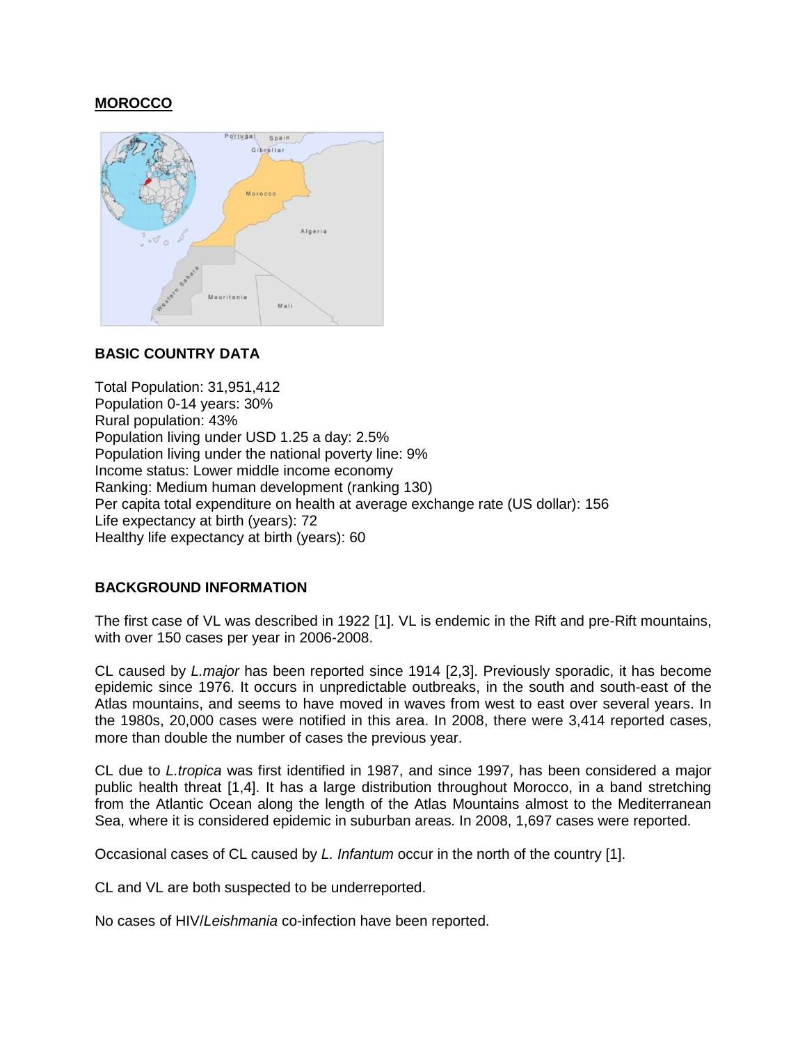# MOROCCO

## BASIC COUNTRY DATA

Total Population: 31,951,412
Population 0-14 years: 30%
Rural population: 43%
Population living under USD 1.25 a day: 2.5%
Population living under the national poverty line: 9%
Income status: Lower middle income economy
Ranking: Medium human development (ranking 130)
Per capita total expenditure on health at average exchange rate (US dollar): 156
Life expectancy at birth (years): 72
Healthy life expectancy at birth (years): 60

## BACKGROUND INFORMATION

The first case of VL was described in 1922 [1]. VL is endemic in the Rift and pre-Rift mountains, with over 150 cases per year in 2006-2008.

CL caused by *L.major* has been reported since 1914 [2,3]. Previously sporadic, it has become epidemic since 1976. It occurs in unpredictable outbreaks, in the south and south-east of the Atlas mountains, and seems to have moved in waves from west to east over several years. In the 1980s, 20,000 cases were notified in this area. In 2008, there were 3,414 reported cases, more than double the number of cases the previous year.

CL due to *L.tropica* was first identified in 1987, and since 1997, has been considered a major public health threat [1,4]. It has a large distribution throughout Morocco, in a band stretching from the Atlantic Ocean along the length of the Atlas Mountains almost to the Mediterranean Sea, where it is considered epidemic in suburban areas. In 2008, 1,697 cases were reported.

Occasional cases of CL caused by *L. Infantum* occur in the north of the country [1].

CL and VL are both suspected to be underreported.

No cases of HIV/*Leishmania* co-infection have been reported.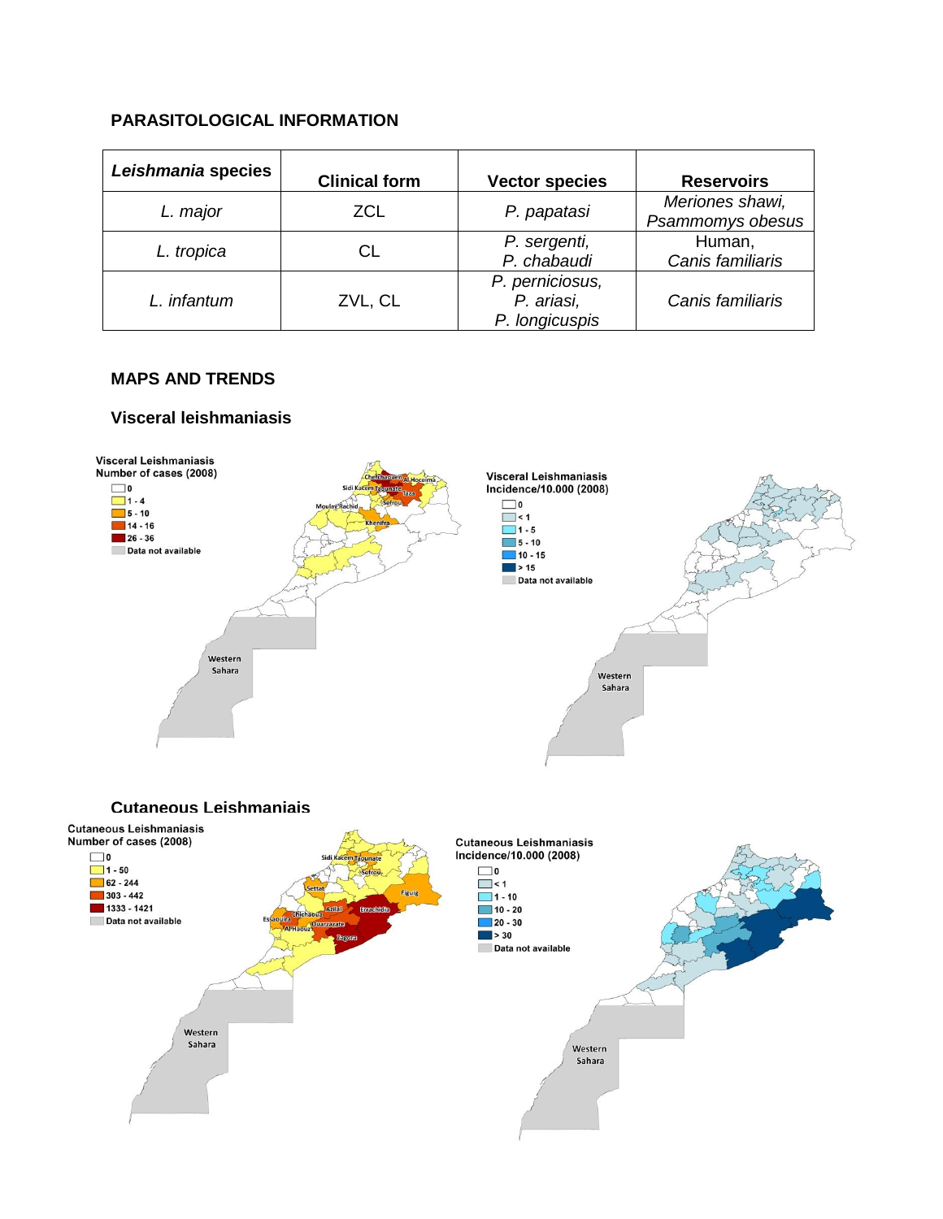## PARASITOLOGICAL INFORMATION

| *Leishmania* species | Clinical form | Vector species | Reservoirs |
|---|---|---|---|
| *L. major* | ZCL | *P. papatasi* | *Meriones shawi, Psammomys obesus* |
| *L. tropica* | CL | *P. sergenti, P. chabaudi* | Human, *Canis familiaris* |
| *L. infantum* | ZVL, CL | *P. perniciosus, P. ariasi, P. longicuspis* | *Canis familiaris* |

## MAPS AND TRENDS

### Visceral leishmaniasis

### Cutaneous Leishmaniais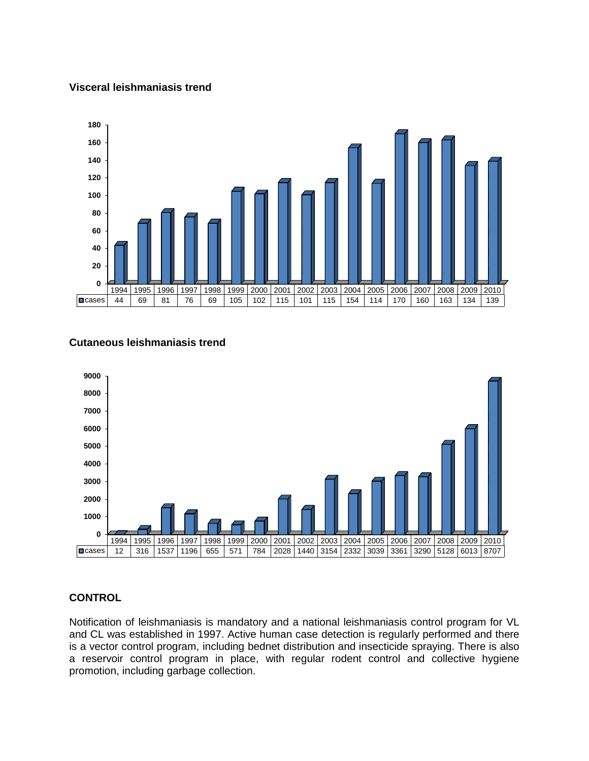**Visceral leishmaniasis trend**

| | 1994 | 1995 | 1996 | 1997 | 1998 | 1999 | 2000 | 2001 | 2002 | 2003 | 2004 | 2005 | 2006 | 2007 | 2008 | 2009 | 2010 |
|---|---|---|---|---|---|---|---|---|---|---|---|---|---|---|---|---|---|
| cases | 44 | 69 | 81 | 76 | 69 | 105 | 102 | 115 | 101 | 115 | 154 | 114 | 170 | 160 | 163 | 134 | 139 |

**Cutaneous leishmaniasis trend**

| | 1994 | 1995 | 1996 | 1997 | 1998 | 1999 | 2000 | 2001 | 2002 | 2003 | 2004 | 2005 | 2006 | 2007 | 2008 | 2009 | 2010 |
|---|---|---|---|---|---|---|---|---|---|---|---|---|---|---|---|---|---|
| cases | 12 | 316 | 1537 | 1196 | 655 | 571 | 784 | 2028 | 1440 | 3154 | 2332 | 3039 | 3361 | 3290 | 5128 | 6013 | 8707 |

**CONTROL**

Notification of leishmaniasis is mandatory and a national leishmaniasis control program for VL and CL was established in 1997. Active human case detection is regularly performed and there is a vector control program, including bednet distribution and insecticide spraying. There is also a reservoir control program in place, with regular rodent control and collective hygiene promotion, including garbage collection.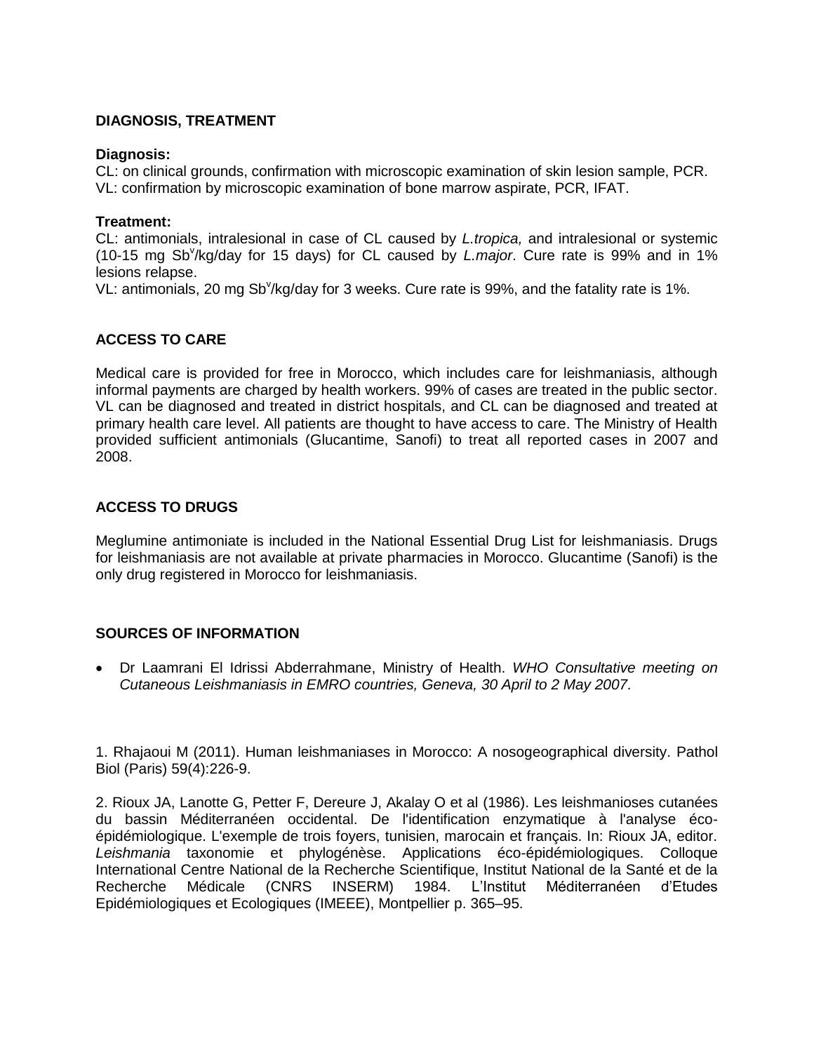## DIAGNOSIS, TREATMENT

**Diagnosis:**
CL: on clinical grounds, confirmation with microscopic examination of skin lesion sample, PCR.
VL: confirmation by microscopic examination of bone marrow aspirate, PCR, IFAT.

**Treatment:**
CL: antimonials, intralesional in case of CL caused by *L.tropica,* and intralesional or systemic (10-15 mg $Sb^{v}$/kg/day for 15 days) for CL caused by *L.major*. Cure rate is 99% and in 1% lesions relapse.
VL: antimonials, 20 mg $Sb^{v}$/kg/day for 3 weeks. Cure rate is 99%, and the fatality rate is 1%.

## ACCESS TO CARE

Medical care is provided for free in Morocco, which includes care for leishmaniasis, although informal payments are charged by health workers. 99% of cases are treated in the public sector. VL can be diagnosed and treated in district hospitals, and CL can be diagnosed and treated at primary health care level. All patients are thought to have access to care. The Ministry of Health provided sufficient antimonials (Glucantime, Sanofi) to treat all reported cases in 2007 and 2008.

## ACCESS TO DRUGS

Meglumine antimoniate is included in the National Essential Drug List for leishmaniasis. Drugs for leishmaniasis are not available at private pharmacies in Morocco. Glucantime (Sanofi) is the only drug registered in Morocco for leishmaniasis.

## SOURCES OF INFORMATION

- Dr Laamrani El Idrissi Abderrahmane, Ministry of Health. *WHO Consultative meeting on Cutaneous Leishmaniasis in EMRO countries, Geneva, 30 April to 2 May 2007.*

1. Rhajaoui M (2011). Human leishmaniases in Morocco: A nosogeographical diversity. Pathol Biol (Paris) 59(4):226-9.

2. Rioux JA, Lanotte G, Petter F, Dereure J, Akalay O et al (1986). Les leishmanioses cutanées du bassin Méditerranéen occidental. De l'identification enzymatique à l'analyse éco-épidémiologique. L'exemple de trois foyers, tunisien, marocain et français. In: Rioux JA, editor. *Leishmania* taxonomie et phylogénèse. Applications éco-épidémiologiques. Colloque International Centre National de la Recherche Scientifique, Institut National de la Santé et de la Recherche Médicale (CNRS INSERM) 1984. L'Institut Méditerranéen d'Etudes Epidémiologiques et Ecologiques (IMEEE), Montpellier p. 365–95.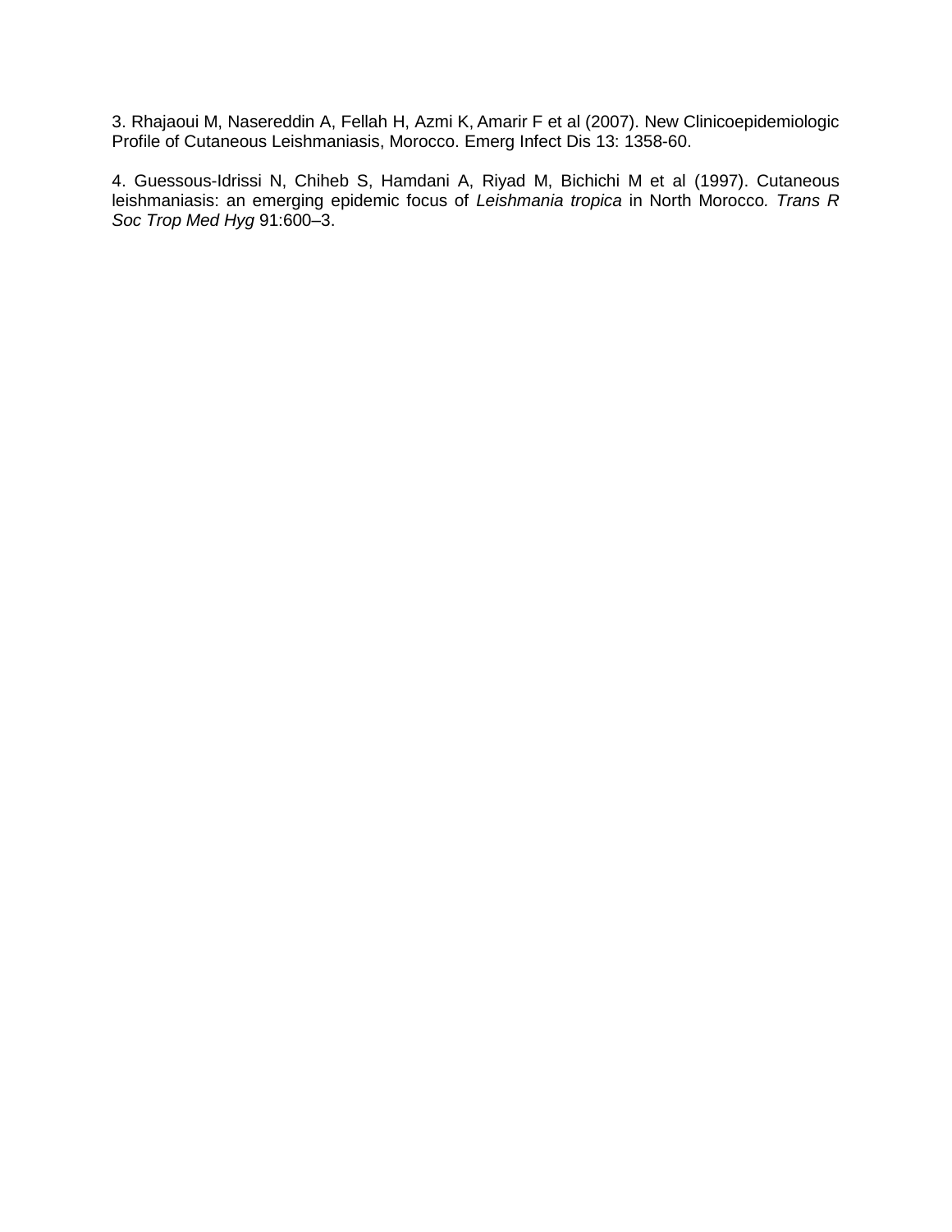3. Rhajaoui M, Nasereddin A, Fellah H, Azmi K, Amarir F et al (2007). New Clinicoepidemiologic Profile of Cutaneous Leishmaniasis, Morocco. Emerg Infect Dis 13: 1358-60.

4. Guessous-Idrissi N, Chiheb S, Hamdani A, Riyad M, Bichichi M et al (1997). Cutaneous leishmaniasis: an emerging epidemic focus of *Leishmania tropica* in North Morocco*. Trans R Soc Trop Med Hyg* 91:600–3.